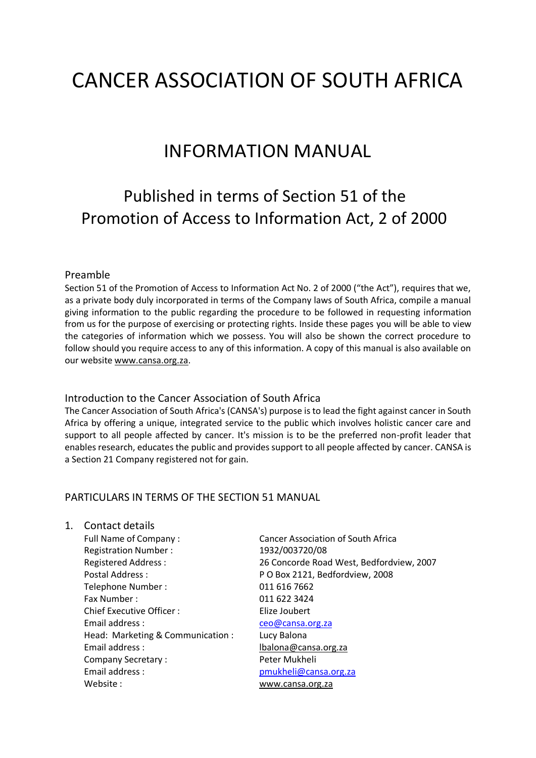# CANCER ASSOCIATION OF SOUTH AFRICA

## INFORMATION MANUAL

### Published in terms of Section 51 of the Promotion of Access to Information Act, 2 of 2000

#### Preamble

Section 51 of the Promotion of Access to Information Act No. 2 of 2000 ("the Act"), requires that we, as a private body duly incorporated in terms of the Company laws of South Africa, compile a manual giving information to the public regarding the procedure to be followed in requesting information from us for the purpose of exercising or protecting rights. Inside these pages you will be able to view the categories of information which we possess. You will also be shown the correct procedure to follow should you require access to any of this information. A copy of this manual is also available on our website www.cansa.org.za.

#### Introduction to the Cancer Association of South Africa

The Cancer Association of South Africa's (CANSA's) purpose is to lead the fight against cancer in South Africa by offering a unique, integrated service to the public which involves holistic cancer care and support to all people affected by cancer. It's mission is to be the preferred non-profit leader that enables research, educates the public and provides support to all people affected by cancer. CANSA is a Section 21 Company registered not for gain.

#### PARTICULARS IN TERMS OF THE SECTION 51 MANUAL

1. Contact details

| | |
|---|---|
| Full Name of Company : | Cancer Association of South Africa |
| Registration Number : | 1932/003720/08 |
| Registered Address : | 26 Concorde Road West, Bedfordview, 2007 |
| Postal Address : | P O Box 2121, Bedfordview, 2008 |
| Telephone Number : | 011 616 7662 |
| Fax Number : | 011 622 3424 |
| Chief Executive Officer : | Elize Joubert |
| Email address : | ceo@cansa.org.za |
| Head: Marketing & Communication : | Lucy Balona |
| Email address : | lbalona@cansa.org.za |
| Company Secretary : | Peter Mukheli |
| Email address : | pmukheli@cansa.org.za |
| Website : | www.cansa.org.za |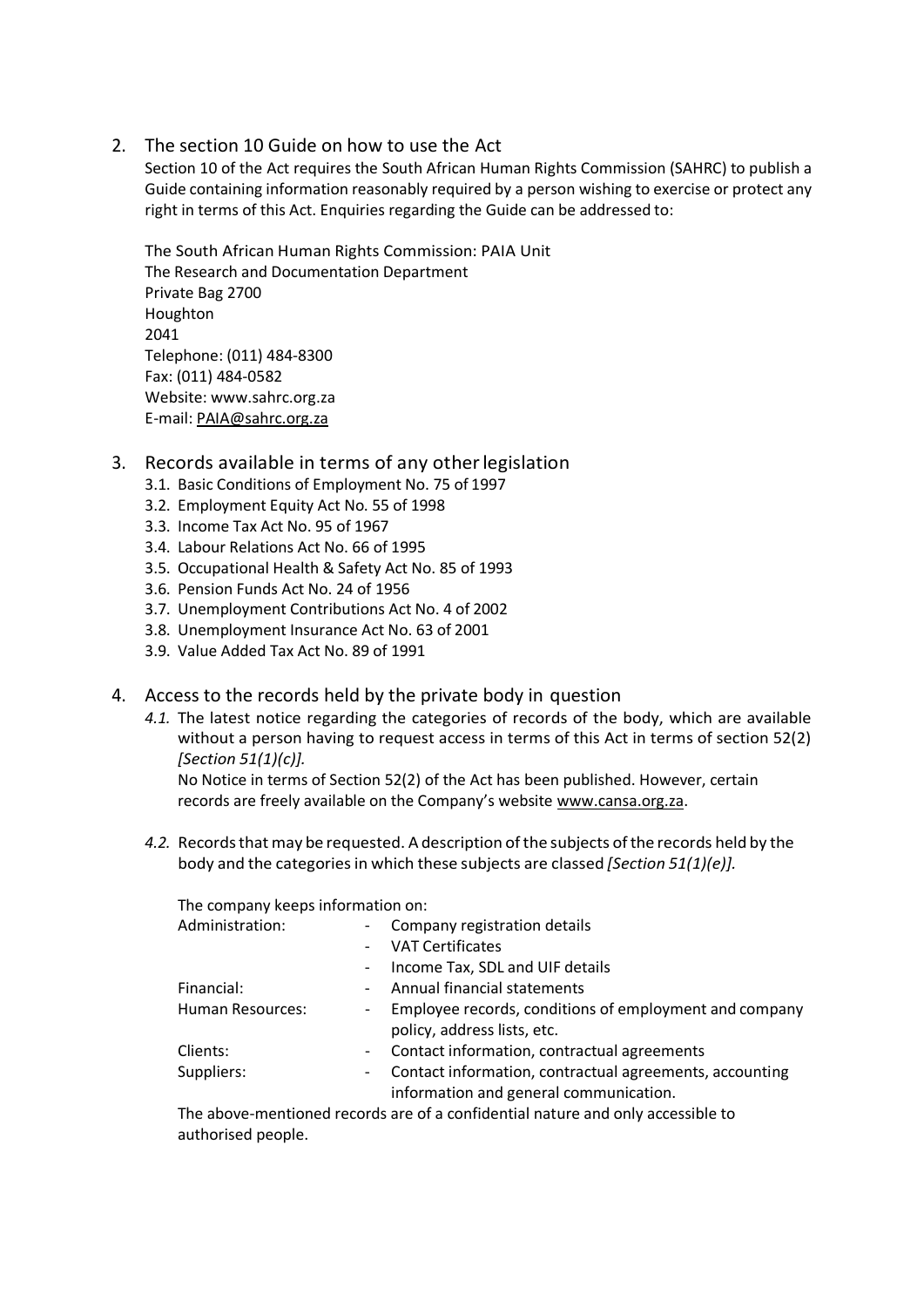## 2. The section 10 Guide on how to use the Act

Section 10 of the Act requires the South African Human Rights Commission (SAHRC) to publish a Guide containing information reasonably required by a person wishing to exercise or protect any right in terms of this Act. Enquiries regarding the Guide can be addressed to:

The South African Human Rights Commission: PAIA Unit
The Research and Documentation Department
Private Bag 2700
Houghton
2041
Telephone: (011) 484-8300
Fax: (011) 484-0582
Website: www.sahrc.org.za
E-mail: PAIA@sahrc.org.za

## 3. Records available in terms of any other legislation

- 3.1. Basic Conditions of Employment No. 75 of 1997
- 3.2. Employment Equity Act No. 55 of 1998
- 3.3. Income Tax Act No. 95 of 1967
- 3.4. Labour Relations Act No. 66 of 1995
- 3.5. Occupational Health & Safety Act No. 85 of 1993
- 3.6. Pension Funds Act No. 24 of 1956
- 3.7. Unemployment Contributions Act No. 4 of 2002
- 3.8. Unemployment Insurance Act No. 63 of 2001
- 3.9. Value Added Tax Act No. 89 of 1991

## 4. Access to the records held by the private body in question

*4.1.* The latest notice regarding the categories of records of the body, which are available without a person having to request access in terms of this Act in terms of section 52(2) *[Section 51(1)(c)].*

No Notice in terms of Section 52(2) of the Act has been published. However, certain records are freely available on the Company's website www.cansa.org.za.

*4.2.* Records that may be requested. A description of the subjects of the records held by the body and the categories in which these subjects are classed *[Section 51(1)(e)].*

The company keeps information on:

| | |
|---|---|
| Administration: | - Company registration details |
| | - VAT Certificates |
| | - Income Tax, SDL and UIF details |
| Financial: | - Annual financial statements |
| Human Resources: | - Employee records, conditions of employment and company policy, address lists, etc. |
| Clients: | - Contact information, contractual agreements |
| Suppliers: | - Contact information, contractual agreements, accounting information and general communication. |

The above-mentioned records are of a confidential nature and only accessible to authorised people.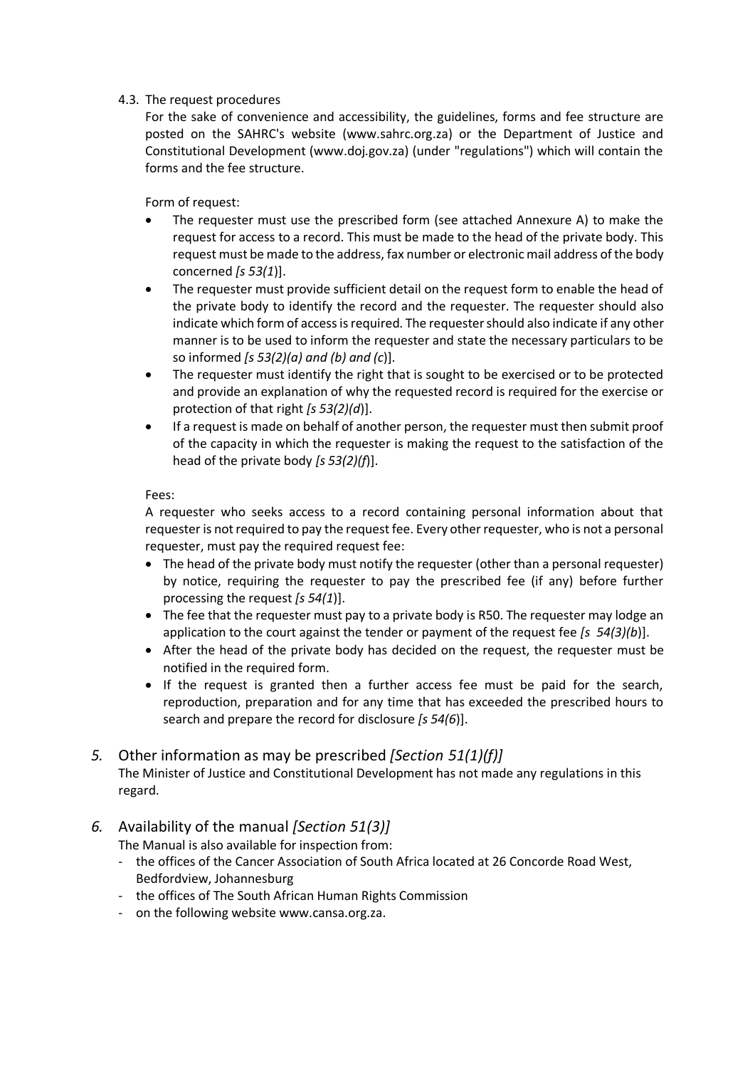4.3. The request procedures

For the sake of convenience and accessibility, the guidelines, forms and fee structure are posted on the SAHRC's website (www.sahrc.org.za) or the Department of Justice and Constitutional Development (www.doj.gov.za) (under "regulations") which will contain the forms and the fee structure.

Form of request:

- The requester must use the prescribed form (see attached Annexure A) to make the request for access to a record. This must be made to the head of the private body. This request must be made to the address, fax number or electronic mail address of the body concerned *[s 53(1*)].
- The requester must provide sufficient detail on the request form to enable the head of the private body to identify the record and the requester. The requester should also indicate which form of access is required. The requester should also indicate if any other manner is to be used to inform the requester and state the necessary particulars to be so informed *[s 53(2)(a) and (b) and (c*)].
- The requester must identify the right that is sought to be exercised or to be protected and provide an explanation of why the requested record is required for the exercise or protection of that right *[s 53(2)(d*)].
- If a request is made on behalf of another person, the requester must then submit proof of the capacity in which the requester is making the request to the satisfaction of the head of the private body *[s 53(2)(f*)].

Fees:

A requester who seeks access to a record containing personal information about that requester is not required to pay the request fee. Every other requester, who is not a personal requester, must pay the required request fee:

- The head of the private body must notify the requester (other than a personal requester) by notice, requiring the requester to pay the prescribed fee (if any) before further processing the request *[s 54(1*)].
- The fee that the requester must pay to a private body is R50. The requester may lodge an application to the court against the tender or payment of the request fee *[s 54(3)(b*)].
- After the head of the private body has decided on the request, the requester must be notified in the required form.
- If the request is granted then a further access fee must be paid for the search, reproduction, preparation and for any time that has exceeded the prescribed hours to search and prepare the record for disclosure *[s 54(6*)].

## *5.* Other information as may be prescribed *[Section 51(1)(f)]*

The Minister of Justice and Constitutional Development has not made any regulations in this regard.

## *6.* Availability of the manual *[Section 51(3)]*

The Manual is also available for inspection from:

- the offices of the Cancer Association of South Africa located at 26 Concorde Road West, Bedfordview, Johannesburg
- the offices of The South African Human Rights Commission
- on the following website www.cansa.org.za.